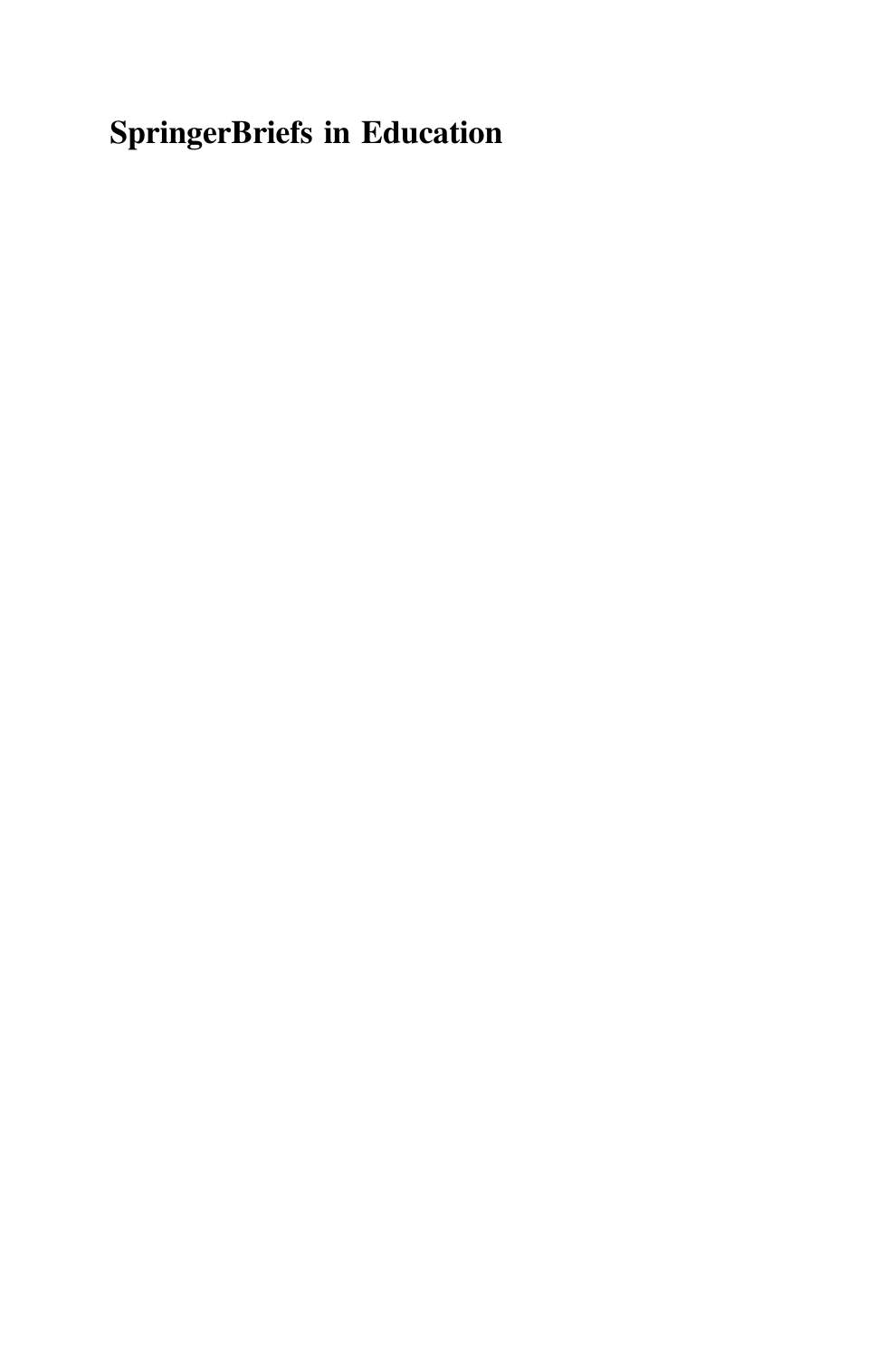# SpringerBriefs in Education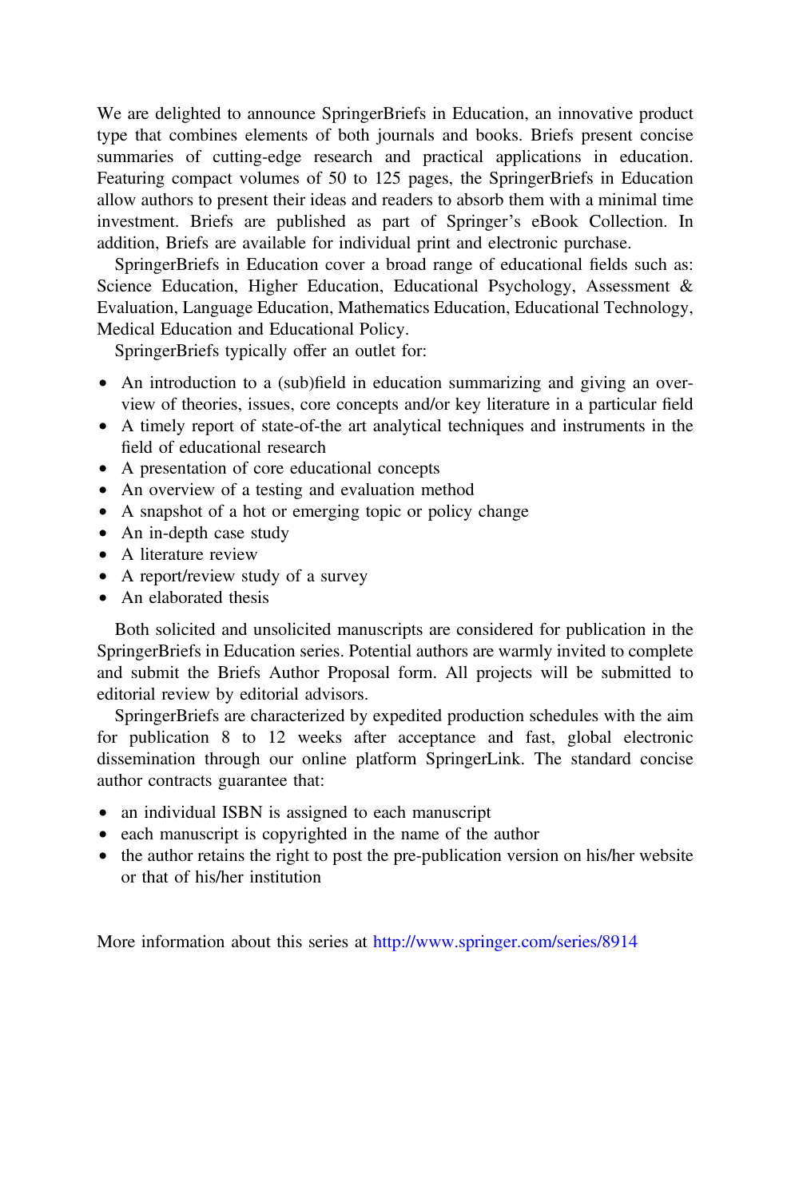We are delighted to announce SpringerBriefs in Education, an innovative product type that combines elements of both journals and books. Briefs present concise summaries of cutting-edge research and practical applications in education. Featuring compact volumes of 50 to 125 pages, the SpringerBriefs in Education allow authors to present their ideas and readers to absorb them with a minimal time investment. Briefs are published as part of Springer's eBook Collection. In addition, Briefs are available for individual print and electronic purchase.

SpringerBriefs in Education cover a broad range of educational fields such as: Science Education, Higher Education, Educational Psychology, Assessment & Evaluation, Language Education, Mathematics Education, Educational Technology, Medical Education and Educational Policy.

SpringerBriefs typically offer an outlet for:

- An introduction to a (sub)field in education summarizing and giving an overview of theories, issues, core concepts and/or key literature in a particular field
- A timely report of state-of-the art analytical techniques and instruments in the field of educational research
- A presentation of core educational concepts
- An overview of a testing and evaluation method
- A snapshot of a hot or emerging topic or policy change
- An in-depth case study
- A literature review
- A report/review study of a survey
- An elaborated thesis

Both solicited and unsolicited manuscripts are considered for publication in the SpringerBriefs in Education series. Potential authors are warmly invited to complete and submit the Briefs Author Proposal form. All projects will be submitted to editorial review by editorial advisors.

SpringerBriefs are characterized by expedited production schedules with the aim for publication 8 to 12 weeks after acceptance and fast, global electronic dissemination through our online platform SpringerLink. The standard concise author contracts guarantee that:

- an individual ISBN is assigned to each manuscript
- each manuscript is copyrighted in the name of the author
- the author retains the right to post the pre-publication version on his/her website or that of his/her institution

More information about this series at http://www.springer.com/series/8914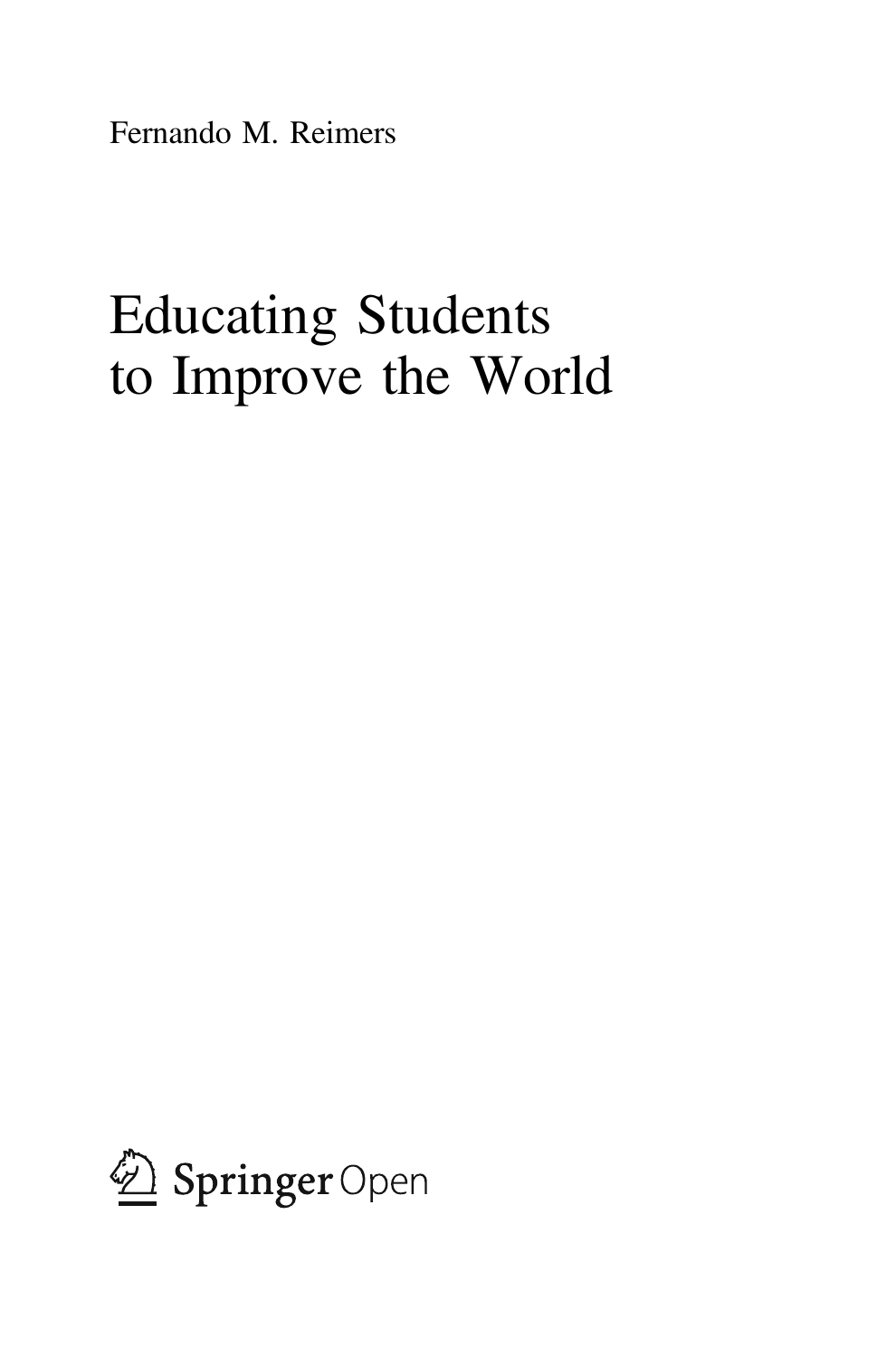Fernando M. Reimers

# Educating Students to Improve the World

Springer Open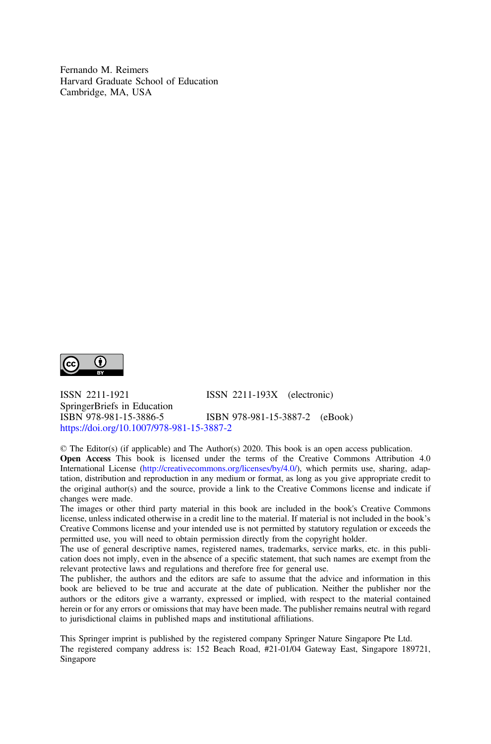Fernando M. Reimers
Harvard Graduate School of Education
Cambridge, MA, USA

ISSN 2211-1921 ISSN 2211-193X (electronic)
SpringerBriefs in Education
ISBN 978-981-15-3886-5 ISBN 978-981-15-3887-2 (eBook)
https://doi.org/10.1007/978-981-15-3887-2

© The Editor(s) (if applicable) and The Author(s) 2020. This book is an open access publication.
**Open Access** This book is licensed under the terms of the Creative Commons Attribution 4.0 International License (http://creativecommons.org/licenses/by/4.0/), which permits use, sharing, adaptation, distribution and reproduction in any medium or format, as long as you give appropriate credit to the original author(s) and the source, provide a link to the Creative Commons license and indicate if changes were made.
The images or other third party material in this book are included in the book's Creative Commons license, unless indicated otherwise in a credit line to the material. If material is not included in the book's Creative Commons license and your intended use is not permitted by statutory regulation or exceeds the permitted use, you will need to obtain permission directly from the copyright holder.
The use of general descriptive names, registered names, trademarks, service marks, etc. in this publication does not imply, even in the absence of a specific statement, that such names are exempt from the relevant protective laws and regulations and therefore free for general use.
The publisher, the authors and the editors are safe to assume that the advice and information in this book are believed to be true and accurate at the date of publication. Neither the publisher nor the authors or the editors give a warranty, expressed or implied, with respect to the material contained herein or for any errors or omissions that may have been made. The publisher remains neutral with regard to jurisdictional claims in published maps and institutional affiliations.

This Springer imprint is published by the registered company Springer Nature Singapore Pte Ltd.
The registered company address is: 152 Beach Road, #21-01/04 Gateway East, Singapore 189721, Singapore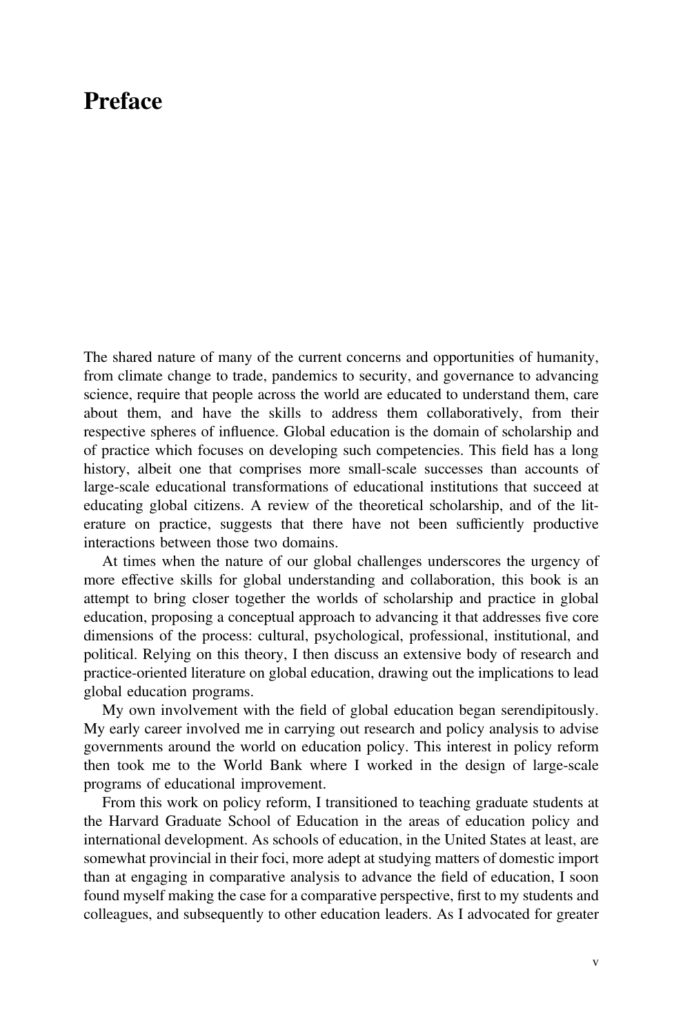# Preface

The shared nature of many of the current concerns and opportunities of humanity, from climate change to trade, pandemics to security, and governance to advancing science, require that people across the world are educated to understand them, care about them, and have the skills to address them collaboratively, from their respective spheres of influence. Global education is the domain of scholarship and of practice which focuses on developing such competencies. This field has a long history, albeit one that comprises more small-scale successes than accounts of large-scale educational transformations of educational institutions that succeed at educating global citizens. A review of the theoretical scholarship, and of the literature on practice, suggests that there have not been sufficiently productive interactions between those two domains.

At times when the nature of our global challenges underscores the urgency of more effective skills for global understanding and collaboration, this book is an attempt to bring closer together the worlds of scholarship and practice in global education, proposing a conceptual approach to advancing it that addresses five core dimensions of the process: cultural, psychological, professional, institutional, and political. Relying on this theory, I then discuss an extensive body of research and practice-oriented literature on global education, drawing out the implications to lead global education programs.

My own involvement with the field of global education began serendipitously. My early career involved me in carrying out research and policy analysis to advise governments around the world on education policy. This interest in policy reform then took me to the World Bank where I worked in the design of large-scale programs of educational improvement.

From this work on policy reform, I transitioned to teaching graduate students at the Harvard Graduate School of Education in the areas of education policy and international development. As schools of education, in the United States at least, are somewhat provincial in their foci, more adept at studying matters of domestic import than at engaging in comparative analysis to advance the field of education, I soon found myself making the case for a comparative perspective, first to my students and colleagues, and subsequently to other education leaders. As I advocated for greater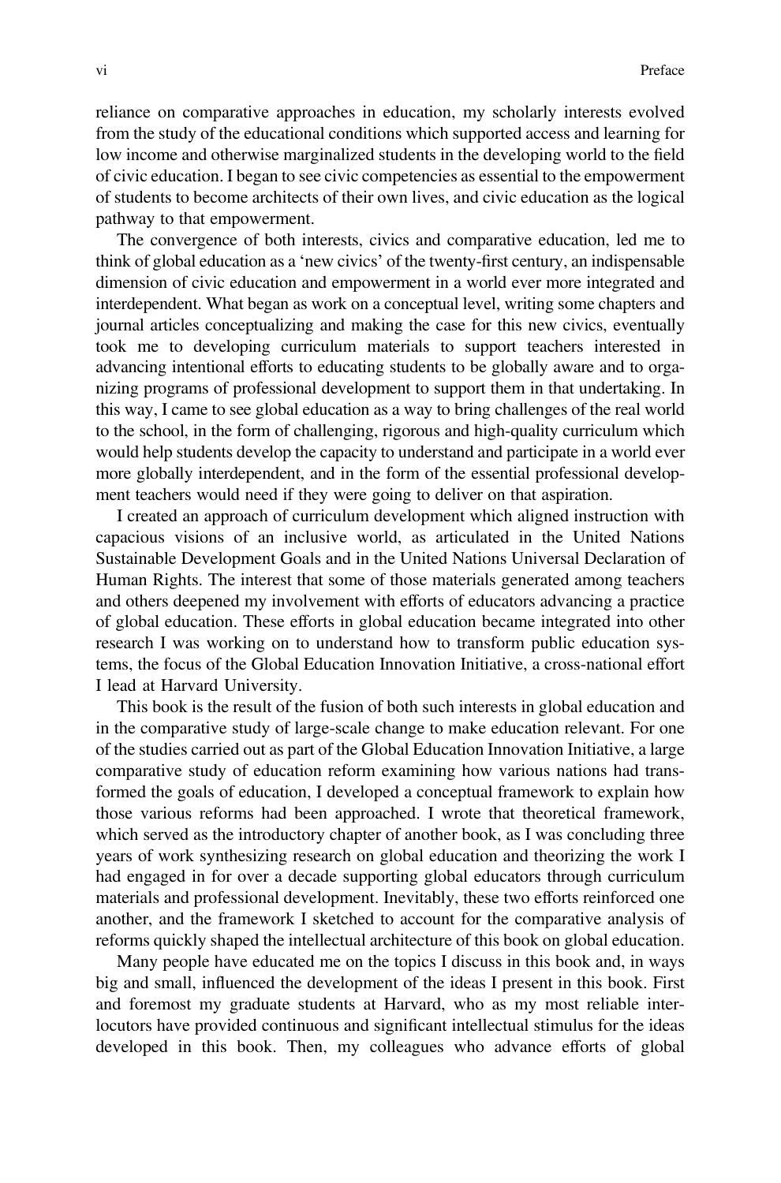reliance on comparative approaches in education, my scholarly interests evolved from the study of the educational conditions which supported access and learning for low income and otherwise marginalized students in the developing world to the field of civic education. I began to see civic competencies as essential to the empowerment of students to become architects of their own lives, and civic education as the logical pathway to that empowerment.

The convergence of both interests, civics and comparative education, led me to think of global education as a 'new civics' of the twenty-first century, an indispensable dimension of civic education and empowerment in a world ever more integrated and interdependent. What began as work on a conceptual level, writing some chapters and journal articles conceptualizing and making the case for this new civics, eventually took me to developing curriculum materials to support teachers interested in advancing intentional efforts to educating students to be globally aware and to organizing programs of professional development to support them in that undertaking. In this way, I came to see global education as a way to bring challenges of the real world to the school, in the form of challenging, rigorous and high-quality curriculum which would help students develop the capacity to understand and participate in a world ever more globally interdependent, and in the form of the essential professional development teachers would need if they were going to deliver on that aspiration.

I created an approach of curriculum development which aligned instruction with capacious visions of an inclusive world, as articulated in the United Nations Sustainable Development Goals and in the United Nations Universal Declaration of Human Rights. The interest that some of those materials generated among teachers and others deepened my involvement with efforts of educators advancing a practice of global education. These efforts in global education became integrated into other research I was working on to understand how to transform public education systems, the focus of the Global Education Innovation Initiative, a cross-national effort I lead at Harvard University.

This book is the result of the fusion of both such interests in global education and in the comparative study of large-scale change to make education relevant. For one of the studies carried out as part of the Global Education Innovation Initiative, a large comparative study of education reform examining how various nations had transformed the goals of education, I developed a conceptual framework to explain how those various reforms had been approached. I wrote that theoretical framework, which served as the introductory chapter of another book, as I was concluding three years of work synthesizing research on global education and theorizing the work I had engaged in for over a decade supporting global educators through curriculum materials and professional development. Inevitably, these two efforts reinforced one another, and the framework I sketched to account for the comparative analysis of reforms quickly shaped the intellectual architecture of this book on global education.

Many people have educated me on the topics I discuss in this book and, in ways big and small, influenced the development of the ideas I present in this book. First and foremost my graduate students at Harvard, who as my most reliable interlocutors have provided continuous and significant intellectual stimulus for the ideas developed in this book. Then, my colleagues who advance efforts of global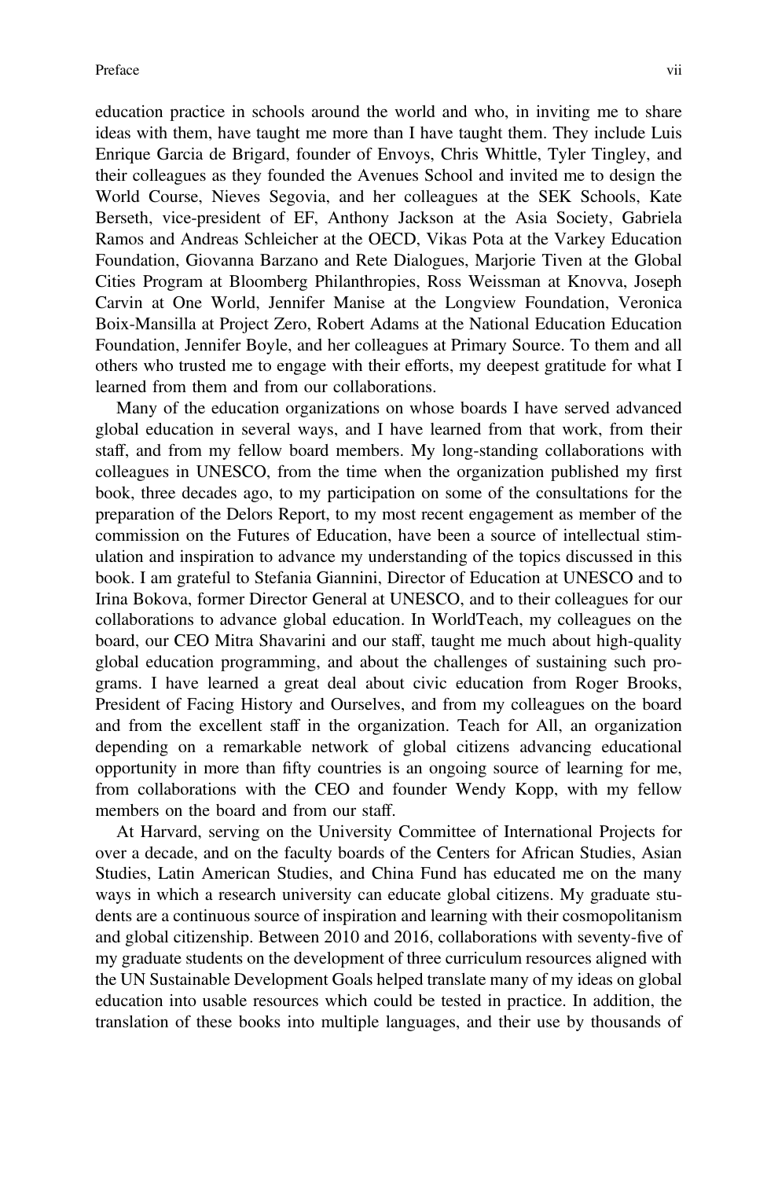education practice in schools around the world and who, in inviting me to share ideas with them, have taught me more than I have taught them. They include Luis Enrique Garcia de Brigard, founder of Envoys, Chris Whittle, Tyler Tingley, and their colleagues as they founded the Avenues School and invited me to design the World Course, Nieves Segovia, and her colleagues at the SEK Schools, Kate Berseth, vice-president of EF, Anthony Jackson at the Asia Society, Gabriela Ramos and Andreas Schleicher at the OECD, Vikas Pota at the Varkey Education Foundation, Giovanna Barzano and Rete Dialogues, Marjorie Tiven at the Global Cities Program at Bloomberg Philanthropies, Ross Weissman at Knovva, Joseph Carvin at One World, Jennifer Manise at the Longview Foundation, Veronica Boix-Mansilla at Project Zero, Robert Adams at the National Education Education Foundation, Jennifer Boyle, and her colleagues at Primary Source. To them and all others who trusted me to engage with their efforts, my deepest gratitude for what I learned from them and from our collaborations.

Many of the education organizations on whose boards I have served advanced global education in several ways, and I have learned from that work, from their staff, and from my fellow board members. My long-standing collaborations with colleagues in UNESCO, from the time when the organization published my first book, three decades ago, to my participation on some of the consultations for the preparation of the Delors Report, to my most recent engagement as member of the commission on the Futures of Education, have been a source of intellectual stimulation and inspiration to advance my understanding of the topics discussed in this book. I am grateful to Stefania Giannini, Director of Education at UNESCO and to Irina Bokova, former Director General at UNESCO, and to their colleagues for our collaborations to advance global education. In WorldTeach, my colleagues on the board, our CEO Mitra Shavarini and our staff, taught me much about high-quality global education programming, and about the challenges of sustaining such programs. I have learned a great deal about civic education from Roger Brooks, President of Facing History and Ourselves, and from my colleagues on the board and from the excellent staff in the organization. Teach for All, an organization depending on a remarkable network of global citizens advancing educational opportunity in more than fifty countries is an ongoing source of learning for me, from collaborations with the CEO and founder Wendy Kopp, with my fellow members on the board and from our staff.

At Harvard, serving on the University Committee of International Projects for over a decade, and on the faculty boards of the Centers for African Studies, Asian Studies, Latin American Studies, and China Fund has educated me on the many ways in which a research university can educate global citizens. My graduate students are a continuous source of inspiration and learning with their cosmopolitanism and global citizenship. Between 2010 and 2016, collaborations with seventy-five of my graduate students on the development of three curriculum resources aligned with the UN Sustainable Development Goals helped translate many of my ideas on global education into usable resources which could be tested in practice. In addition, the translation of these books into multiple languages, and their use by thousands of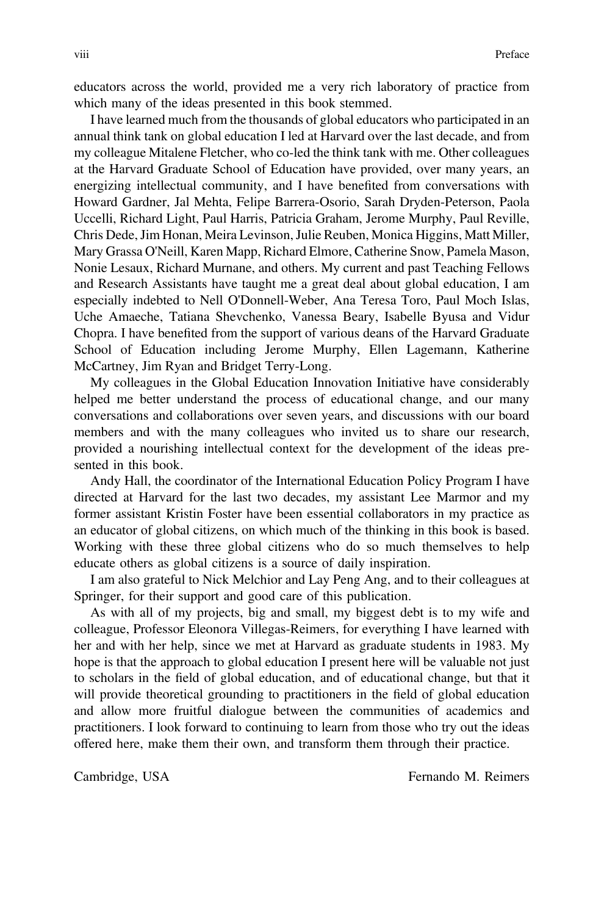educators across the world, provided me a very rich laboratory of practice from which many of the ideas presented in this book stemmed.

I have learned much from the thousands of global educators who participated in an annual think tank on global education I led at Harvard over the last decade, and from my colleague Mitalene Fletcher, who co-led the think tank with me. Other colleagues at the Harvard Graduate School of Education have provided, over many years, an energizing intellectual community, and I have benefited from conversations with Howard Gardner, Jal Mehta, Felipe Barrera-Osorio, Sarah Dryden-Peterson, Paola Uccelli, Richard Light, Paul Harris, Patricia Graham, Jerome Murphy, Paul Reville, Chris Dede, Jim Honan, Meira Levinson, Julie Reuben, Monica Higgins, Matt Miller, Mary Grassa O'Neill, Karen Mapp, Richard Elmore, Catherine Snow, Pamela Mason, Nonie Lesaux, Richard Murnane, and others. My current and past Teaching Fellows and Research Assistants have taught me a great deal about global education, I am especially indebted to Nell O'Donnell-Weber, Ana Teresa Toro, Paul Moch Islas, Uche Amaeche, Tatiana Shevchenko, Vanessa Beary, Isabelle Byusa and Vidur Chopra. I have benefited from the support of various deans of the Harvard Graduate School of Education including Jerome Murphy, Ellen Lagemann, Katherine McCartney, Jim Ryan and Bridget Terry-Long.

My colleagues in the Global Education Innovation Initiative have considerably helped me better understand the process of educational change, and our many conversations and collaborations over seven years, and discussions with our board members and with the many colleagues who invited us to share our research, provided a nourishing intellectual context for the development of the ideas presented in this book.

Andy Hall, the coordinator of the International Education Policy Program I have directed at Harvard for the last two decades, my assistant Lee Marmor and my former assistant Kristin Foster have been essential collaborators in my practice as an educator of global citizens, on which much of the thinking in this book is based. Working with these three global citizens who do so much themselves to help educate others as global citizens is a source of daily inspiration.

I am also grateful to Nick Melchior and Lay Peng Ang, and to their colleagues at Springer, for their support and good care of this publication.

As with all of my projects, big and small, my biggest debt is to my wife and colleague, Professor Eleonora Villegas-Reimers, for everything I have learned with her and with her help, since we met at Harvard as graduate students in 1983. My hope is that the approach to global education I present here will be valuable not just to scholars in the field of global education, and of educational change, but that it will provide theoretical grounding to practitioners in the field of global education and allow more fruitful dialogue between the communities of academics and practitioners. I look forward to continuing to learn from those who try out the ideas offered here, make them their own, and transform them through their practice.

Cambridge, USA

Fernando M. Reimers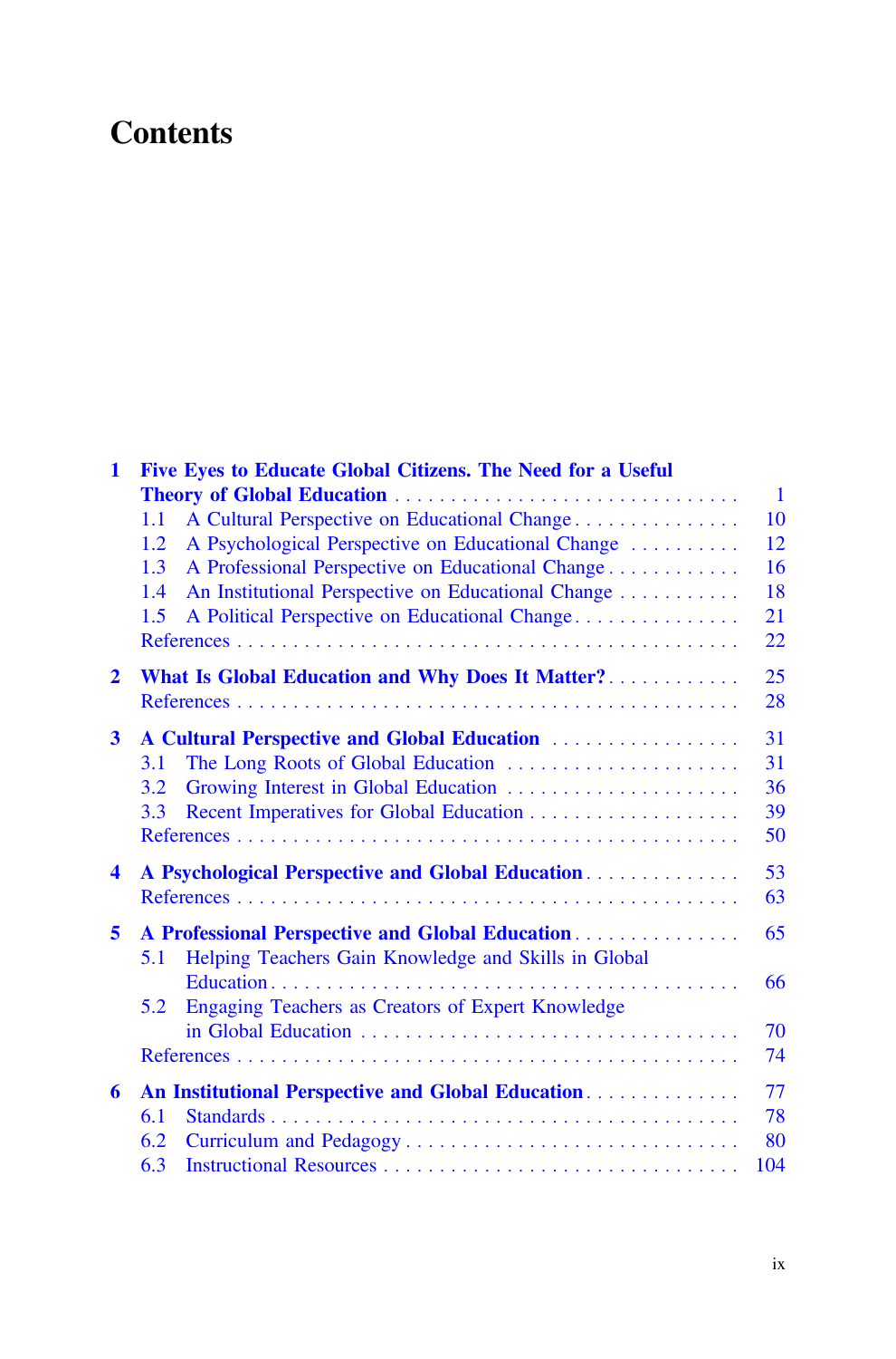# Contents

**1 Five Eyes to Educate Global Citizens. The Need for a Useful Theory of Global Education** . . . . . 1
- 1.1 A Cultural Perspective on Educational Change . . . . . 10
- 1.2 A Psychological Perspective on Educational Change . . . . . 12
- 1.3 A Professional Perspective on Educational Change . . . . . 16
- 1.4 An Institutional Perspective on Educational Change . . . . . 18
- 1.5 A Political Perspective on Educational Change . . . . . 21
- References . . . . . 22

**2 What Is Global Education and Why Does It Matter?** . . . . . 25
- References . . . . . 28

**3 A Cultural Perspective and Global Education** . . . . . 31
- 3.1 The Long Roots of Global Education . . . . . 31
- 3.2 Growing Interest in Global Education . . . . . 36
- 3.3 Recent Imperatives for Global Education . . . . . 39
- References . . . . . 50

**4 A Psychological Perspective and Global Education** . . . . . 53
- References . . . . . 63

**5 A Professional Perspective and Global Education** . . . . . 65
- 5.1 Helping Teachers Gain Knowledge and Skills in Global Education . . . . . 66
- 5.2 Engaging Teachers as Creators of Expert Knowledge in Global Education . . . . . 70
- References . . . . . 74

**6 An Institutional Perspective and Global Education** . . . . . 77
- 6.1 Standards . . . . . 78
- 6.2 Curriculum and Pedagogy . . . . . 80
- 6.3 Instructional Resources . . . . . 104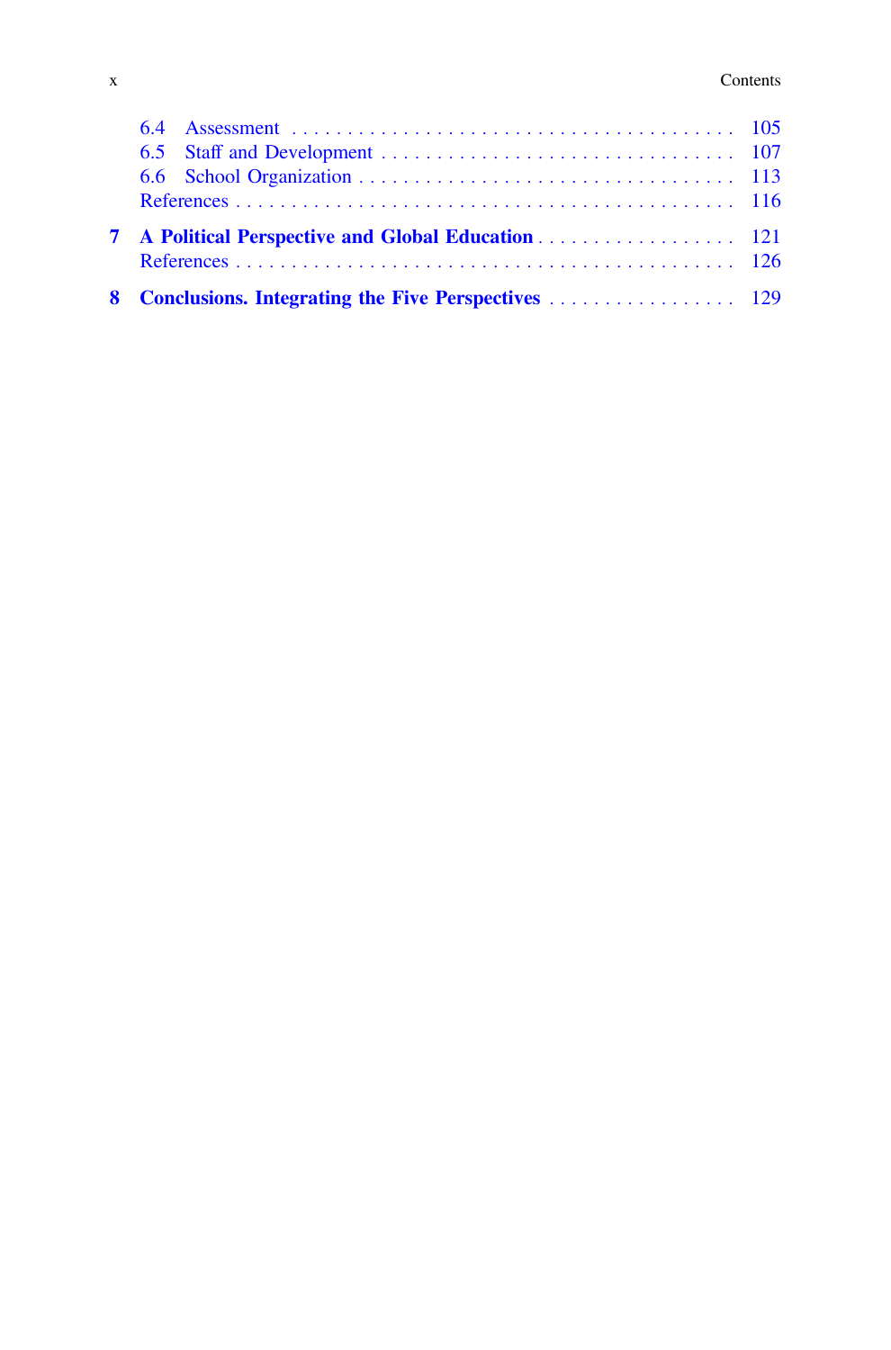6.4 Assessment . . . . . . . . . . 105
6.5 Staff and Development . . . . . . . . . . 107
6.6 School Organization . . . . . . . . . . 113
References . . . . . . . . . . 116

**7 A Political Perspective and Global Education** . . . . . . . . . . 121
References . . . . . . . . . . 126

**8 Conclusions. Integrating the Five Perspectives** . . . . . . . . . . 129